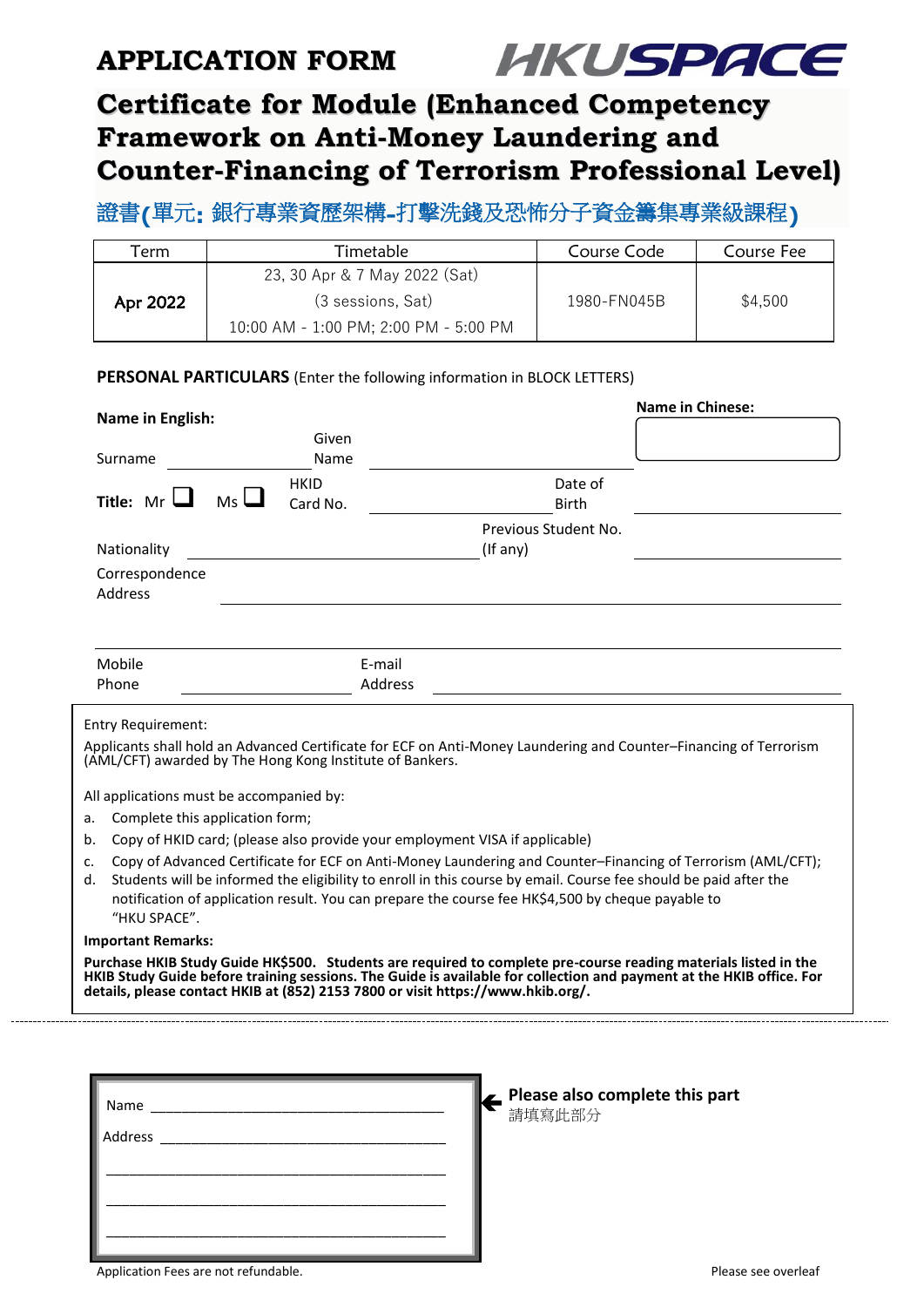# APPLICATION FORM

HKUSPACE

## Certificate for Module (Enhanced Competency Framework on Anti-Money Laundering and Counter-Financing of Terrorism Professional Level)

## 證書(單元: 銀行專業資歷架構-打擊洗錢及恐怖分子資金籌集專業級課程)

| Term | Timetable | Course Code | Course Fee |
|---|---|---|---|
| Apr 2022 | 23, 30 Apr & 7 May 2022 (Sat)<br>(3 sessions, Sat)<br>10:00 AM - 1:00 PM; 2:00 PM - 5:00 PM | 1980-FN045B | $4,500 |

**PERSONAL PARTICULARS** (Enter the following information in BLOCK LETTERS)

**Name in English:**

Surname ____________ Given Name ____________

**Name in Chinese:** ____________

**Title:** Mr ☐ Ms ☐ HKID Card No. ____________ Date of Birth ____________

Nationality ____________ Previous Student No. (If any) ____________

Correspondence Address ____________

Mobile Phone ____________ E-mail Address ____________

Entry Requirement:

Applicants shall hold an Advanced Certificate for ECF on Anti-Money Laundering and Counter–Financing of Terrorism (AML/CFT) awarded by The Hong Kong Institute of Bankers.

All applications must be accompanied by:

a. Complete this application form;
b. Copy of HKID card; (please also provide your employment VISA if applicable)
c. Copy of Advanced Certificate for ECF on Anti-Money Laundering and Counter–Financing of Terrorism (AML/CFT);
d. Students will be informed the eligibility to enroll in this course by email. Course fee should be paid after the notification of application result. You can prepare the course fee HK$4,500 by cheque payable to "HKU SPACE".

**Important Remarks:**

**Purchase HKIB Study Guide HK$500. Students are required to complete pre-course reading materials listed in the HKIB Study Guide before training sessions. The Guide is available for collection and payment at the HKIB office. For details, please contact HKIB at (852) 2153 7800 or visit https://www.hkib.org/.**

---

Name ____________

Address ____________

____________

____________

____________

**Please also complete this part**
請填寫此部分

Application Fees are not refundable.

Please see overleaf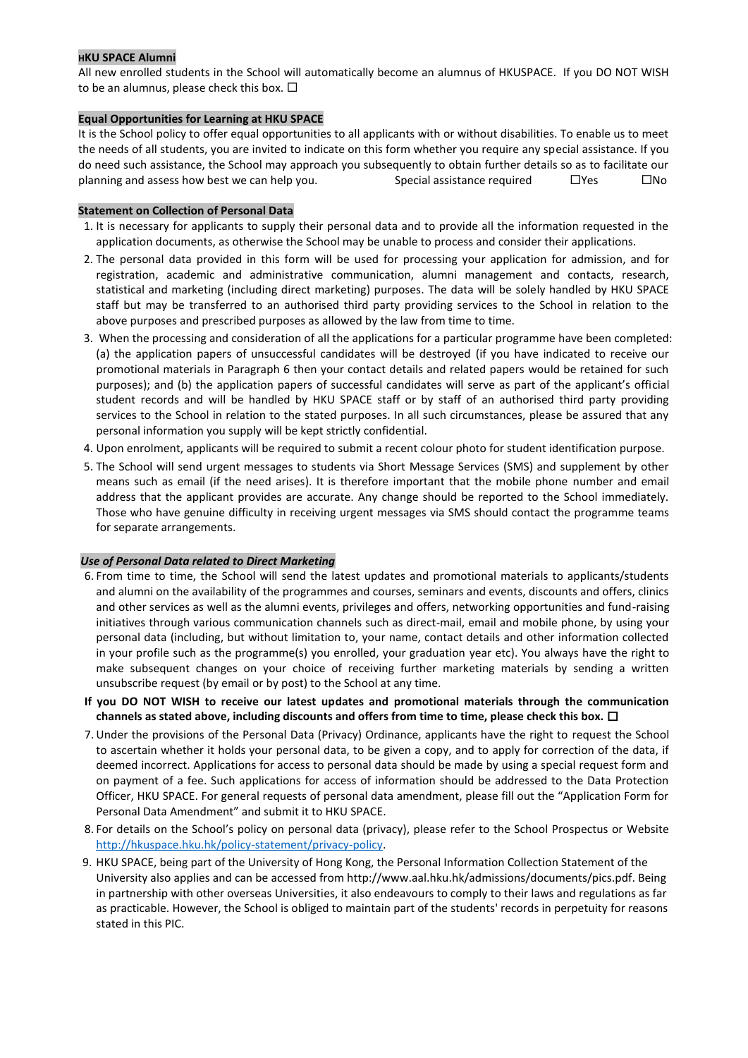**HKU SPACE Alumni**

All new enrolled students in the School will automatically become an alumnus of HKUSPACE. If you DO NOT WISH to be an alumnus, please check this box. ☐

**Equal Opportunities for Learning at HKU SPACE**

It is the School policy to offer equal opportunities to all applicants with or without disabilities. To enable us to meet the needs of all students, you are invited to indicate on this form whether you require any special assistance. If you do need such assistance, the School may approach you subsequently to obtain further details so as to facilitate our planning and assess how best we can help you. Special assistance required ☐Yes ☐No

**Statement on Collection of Personal Data**

1. It is necessary for applicants to supply their personal data and to provide all the information requested in the application documents, as otherwise the School may be unable to process and consider their applications.
2. The personal data provided in this form will be used for processing your application for admission, and for registration, academic and administrative communication, alumni management and contacts, research, statistical and marketing (including direct marketing) purposes. The data will be solely handled by HKU SPACE staff but may be transferred to an authorised third party providing services to the School in relation to the above purposes and prescribed purposes as allowed by the law from time to time.
3. When the processing and consideration of all the applications for a particular programme have been completed: (a) the application papers of unsuccessful candidates will be destroyed (if you have indicated to receive our promotional materials in Paragraph 6 then your contact details and related papers would be retained for such purposes); and (b) the application papers of successful candidates will serve as part of the applicant's official student records and will be handled by HKU SPACE staff or by staff of an authorised third party providing services to the School in relation to the stated purposes. In all such circumstances, please be assured that any personal information you supply will be kept strictly confidential.
4. Upon enrolment, applicants will be required to submit a recent colour photo for student identification purpose.
5. The School will send urgent messages to students via Short Message Services (SMS) and supplement by other means such as email (if the need arises). It is therefore important that the mobile phone number and email address that the applicant provides are accurate. Any change should be reported to the School immediately. Those who have genuine difficulty in receiving urgent messages via SMS should contact the programme teams for separate arrangements.

***Use of Personal Data related to Direct Marketing***

6. From time to time, the School will send the latest updates and promotional materials to applicants/students and alumni on the availability of the programmes and courses, seminars and events, discounts and offers, clinics and other services as well as the alumni events, privileges and offers, networking opportunities and fund-raising initiatives through various communication channels such as direct-mail, email and mobile phone, by using your personal data (including, but without limitation to, your name, contact details and other information collected in your profile such as the programme(s) you enrolled, your graduation year etc). You always have the right to make subsequent changes on your choice of receiving further marketing materials by sending a written unsubscribe request (by email or by post) to the School at any time.

**If you DO NOT WISH to receive our latest updates and promotional materials through the communication channels as stated above, including discounts and offers from time to time, please check this box.** ☐

7. Under the provisions of the Personal Data (Privacy) Ordinance, applicants have the right to request the School to ascertain whether it holds your personal data, to be given a copy, and to apply for correction of the data, if deemed incorrect. Applications for access to personal data should be made by using a special request form and on payment of a fee. Such applications for access of information should be addressed to the Data Protection Officer, HKU SPACE. For general requests of personal data amendment, please fill out the "Application Form for Personal Data Amendment" and submit it to HKU SPACE.
8. For details on the School's policy on personal data (privacy), please refer to the School Prospectus or Website [http://hkuspace.hku.hk/policy-statement/privacy-policy](http://hkuspace.hku.hk/policy-statement/privacy-policy).
9. HKU SPACE, being part of the University of Hong Kong, the Personal Information Collection Statement of the University also applies and can be accessed from http://www.aal.hku.hk/admissions/documents/pics.pdf. Being in partnership with other overseas Universities, it also endeavours to comply to their laws and regulations as far as practicable. However, the School is obliged to maintain part of the students' records in perpetuity for reasons stated in this PIC.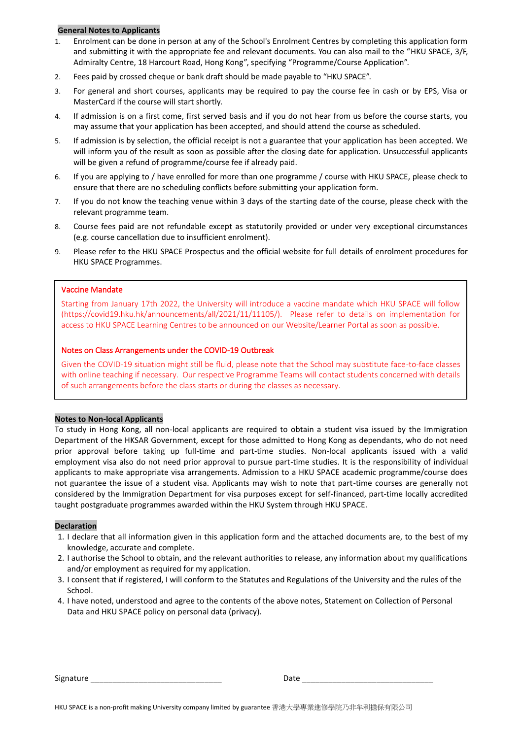## General Notes to Applicants

1. Enrolment can be done in person at any of the School's Enrolment Centres by completing this application form and submitting it with the appropriate fee and relevant documents. You can also mail to the "HKU SPACE, 3/F, Admiralty Centre, 18 Harcourt Road, Hong Kong", specifying "Programme/Course Application".
2. Fees paid by crossed cheque or bank draft should be made payable to "HKU SPACE".
3. For general and short courses, applicants may be required to pay the course fee in cash or by EPS, Visa or MasterCard if the course will start shortly.
4. If admission is on a first come, first served basis and if you do not hear from us before the course starts, you may assume that your application has been accepted, and should attend the course as scheduled.
5. If admission is by selection, the official receipt is not a guarantee that your application has been accepted. We will inform you of the result as soon as possible after the closing date for application. Unsuccessful applicants will be given a refund of programme/course fee if already paid.
6. If you are applying to / have enrolled for more than one programme / course with HKU SPACE, please check to ensure that there are no scheduling conflicts before submitting your application form.
7. If you do not know the teaching venue within 3 days of the starting date of the course, please check with the relevant programme team.
8. Course fees paid are not refundable except as statutorily provided or under very exceptional circumstances (e.g. course cancellation due to insufficient enrolment).
9. Please refer to the HKU SPACE Prospectus and the official website for full details of enrolment procedures for HKU SPACE Programmes.

### Vaccine Mandate

Starting from January 17th 2022, the University will introduce a vaccine mandate which HKU SPACE will follow (https://covid19.hku.hk/announcements/all/2021/11/11105/). Please refer to details on implementation for access to HKU SPACE Learning Centres to be announced on our Website/Learner Portal as soon as possible.

### Notes on Class Arrangements under the COVID-19 Outbreak

Given the COVID-19 situation might still be fluid, please note that the School may substitute face-to-face classes with online teaching if necessary. Our respective Programme Teams will contact students concerned with details of such arrangements before the class starts or during the classes as necessary.

## Notes to Non-local Applicants

To study in Hong Kong, all non-local applicants are required to obtain a student visa issued by the Immigration Department of the HKSAR Government, except for those admitted to Hong Kong as dependants, who do not need prior approval before taking up full-time and part-time studies. Non-local applicants issued with a valid employment visa also do not need prior approval to pursue part-time studies. It is the responsibility of individual applicants to make appropriate visa arrangements. Admission to a HKU SPACE academic programme/course does not guarantee the issue of a student visa. Applicants may wish to note that part-time courses are generally not considered by the Immigration Department for visa purposes except for self-financed, part-time locally accredited taught postgraduate programmes awarded within the HKU System through HKU SPACE.

## Declaration

1. I declare that all information given in this application form and the attached documents are, to the best of my knowledge, accurate and complete.
2. I authorise the School to obtain, and the relevant authorities to release, any information about my qualifications and/or employment as required for my application.
3. I consent that if registered, I will conform to the Statutes and Regulations of the University and the rules of the School.
4. I have noted, understood and agree to the contents of the above notes, Statement on Collection of Personal Data and HKU SPACE policy on personal data (privacy).

Signature ______________________________ Date ______________________________

HKU SPACE is a non-profit making University company limited by guarantee 香港大學專業進修學院乃非牟利擔保有限公司